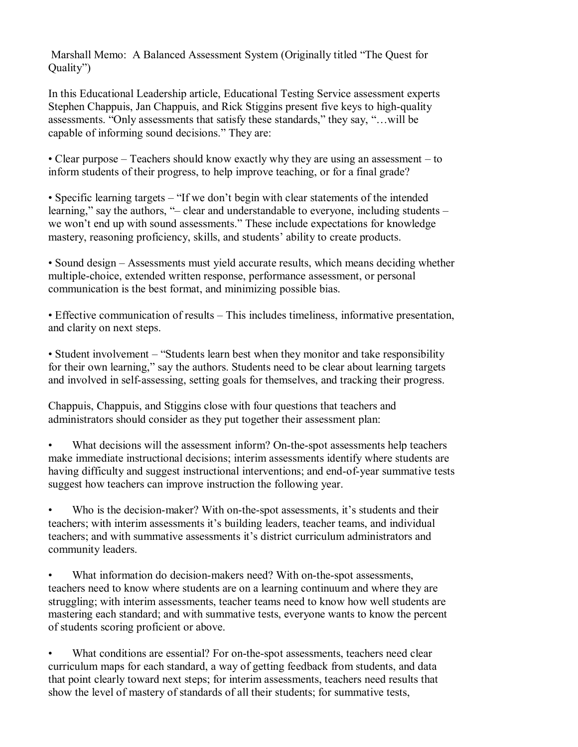Marshall Memo: A Balanced Assessment System (Originally titled "The Quest for Quality")

In this Educational Leadership article, Educational Testing Service assessment experts Stephen Chappuis, Jan Chappuis, and Rick Stiggins present five keys to high-quality assessments. "Only assessments that satisfy these standards," they say, "…will be capable of informing sound decisions." They are:

• Clear purpose – Teachers should know exactly why they are using an assessment – to inform students of their progress, to help improve teaching, or for a final grade?

• Specific learning targets – "If we don't begin with clear statements of the intended learning," say the authors, "– clear and understandable to everyone, including students – we won't end up with sound assessments." These include expectations for knowledge mastery, reasoning proficiency, skills, and students' ability to create products.

• Sound design – Assessments must yield accurate results, which means deciding whether multiple-choice, extended written response, performance assessment, or personal communication is the best format, and minimizing possible bias.

• Effective communication of results – This includes timeliness, informative presentation, and clarity on next steps.

• Student involvement – "Students learn best when they monitor and take responsibility for their own learning," say the authors. Students need to be clear about learning targets and involved in self-assessing, setting goals for themselves, and tracking their progress.

Chappuis, Chappuis, and Stiggins close with four questions that teachers and administrators should consider as they put together their assessment plan:

• What decisions will the assessment inform? On-the-spot assessments help teachers make immediate instructional decisions; interim assessments identify where students are having difficulty and suggest instructional interventions; and end-of-year summative tests suggest how teachers can improve instruction the following year.

• Who is the decision-maker? With on-the-spot assessments, it's students and their teachers; with interim assessments it's building leaders, teacher teams, and individual teachers; and with summative assessments it's district curriculum administrators and community leaders.

• What information do decision-makers need? With on-the-spot assessments, teachers need to know where students are on a learning continuum and where they are struggling; with interim assessments, teacher teams need to know how well students are mastering each standard; and with summative tests, everyone wants to know the percent of students scoring proficient or above.

• What conditions are essential? For on-the-spot assessments, teachers need clear curriculum maps for each standard, a way of getting feedback from students, and data that point clearly toward next steps; for interim assessments, teachers need results that show the level of mastery of standards of all their students; for summative tests,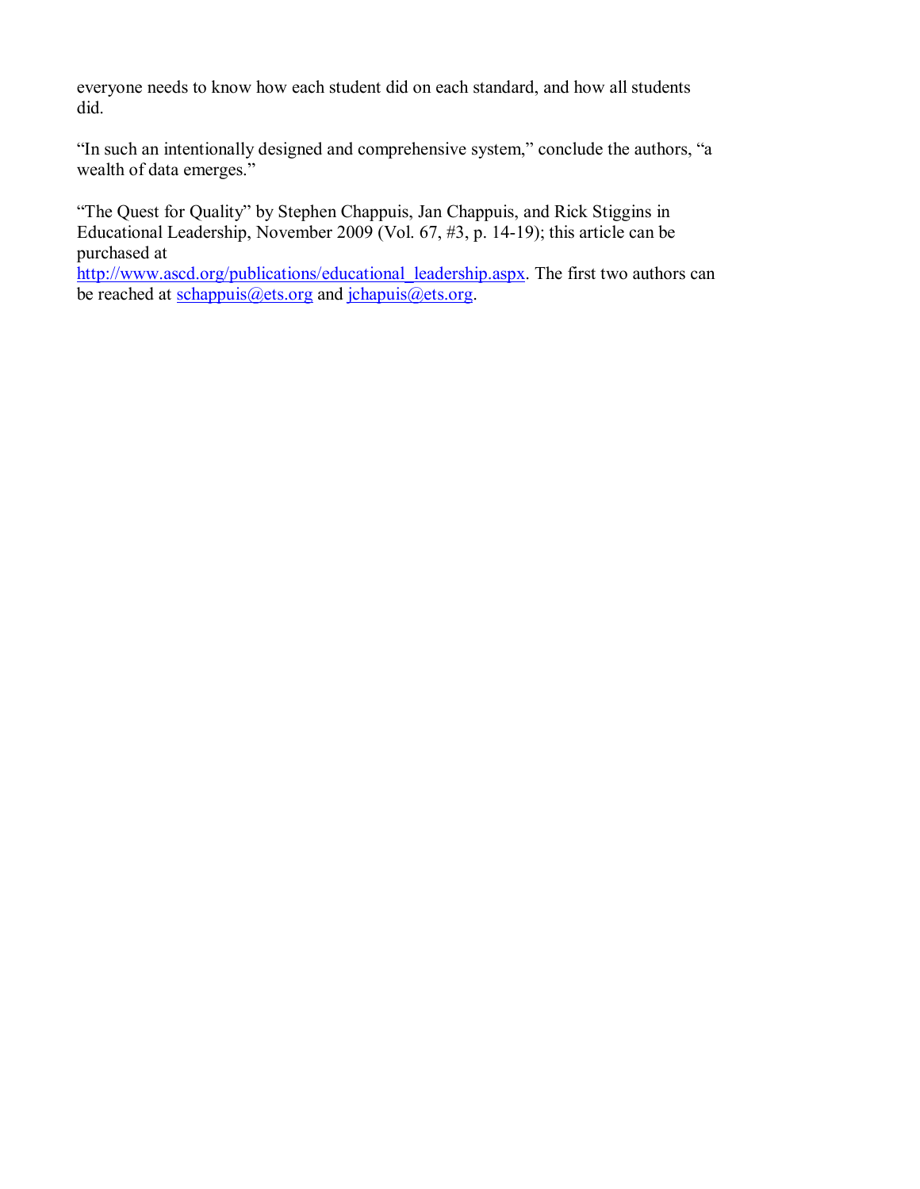everyone needs to know how each student did on each standard, and how all students did.

"In such an intentionally designed and comprehensive system," conclude the authors, "a wealth of data emerges."

"The Quest for Quality" by Stephen Chappuis, Jan Chappuis, and Rick Stiggins in Educational Leadership, November 2009 (Vol. 67, #3, p. 14-19); this article can be purchased at http://www.ascd.org/publications/educational_leadership.aspx. The first two authors can be reached at schappuis@ets.org and jchapuis@ets.org.